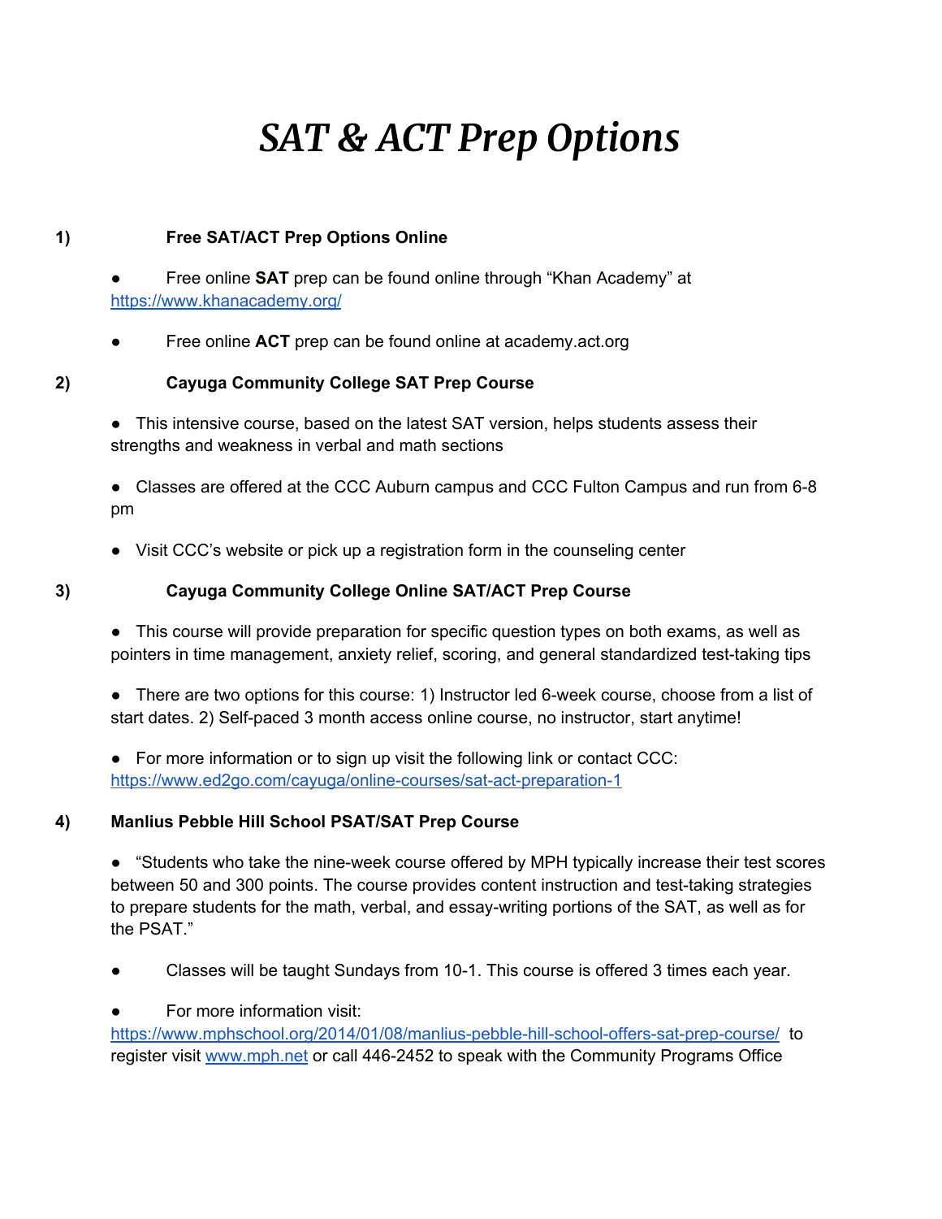# *SAT & ACT Prep Options*

**1) Free SAT/ACT Prep Options Online**

- Free online **SAT** prep can be found online through "Khan Academy" at https://www.khanacademy.org/
- Free online **ACT** prep can be found online at academy.act.org

**2) Cayuga Community College SAT Prep Course**

- This intensive course, based on the latest SAT version, helps students assess their strengths and weakness in verbal and math sections
- Classes are offered at the CCC Auburn campus and CCC Fulton Campus and run from 6-8 pm
- Visit CCC's website or pick up a registration form in the counseling center

**3) Cayuga Community College Online SAT/ACT Prep Course**

- This course will provide preparation for specific question types on both exams, as well as pointers in time management, anxiety relief, scoring, and general standardized test-taking tips
- There are two options for this course: 1) Instructor led 6-week course, choose from a list of start dates. 2) Self-paced 3 month access online course, no instructor, start anytime!
- For more information or to sign up visit the following link or contact CCC: https://www.ed2go.com/cayuga/online-courses/sat-act-preparation-1

**4) Manlius Pebble Hill School PSAT/SAT Prep Course**

- "Students who take the nine-week course offered by MPH typically increase their test scores between 50 and 300 points. The course provides content instruction and test-taking strategies to prepare students for the math, verbal, and essay-writing portions of the SAT, as well as for the PSAT."
- Classes will be taught Sundays from 10-1. This course is offered 3 times each year.
- For more information visit: https://www.mphschool.org/2014/01/08/manlius-pebble-hill-school-offers-sat-prep-course/ to register visit www.mph.net or call 446-2452 to speak with the Community Programs Office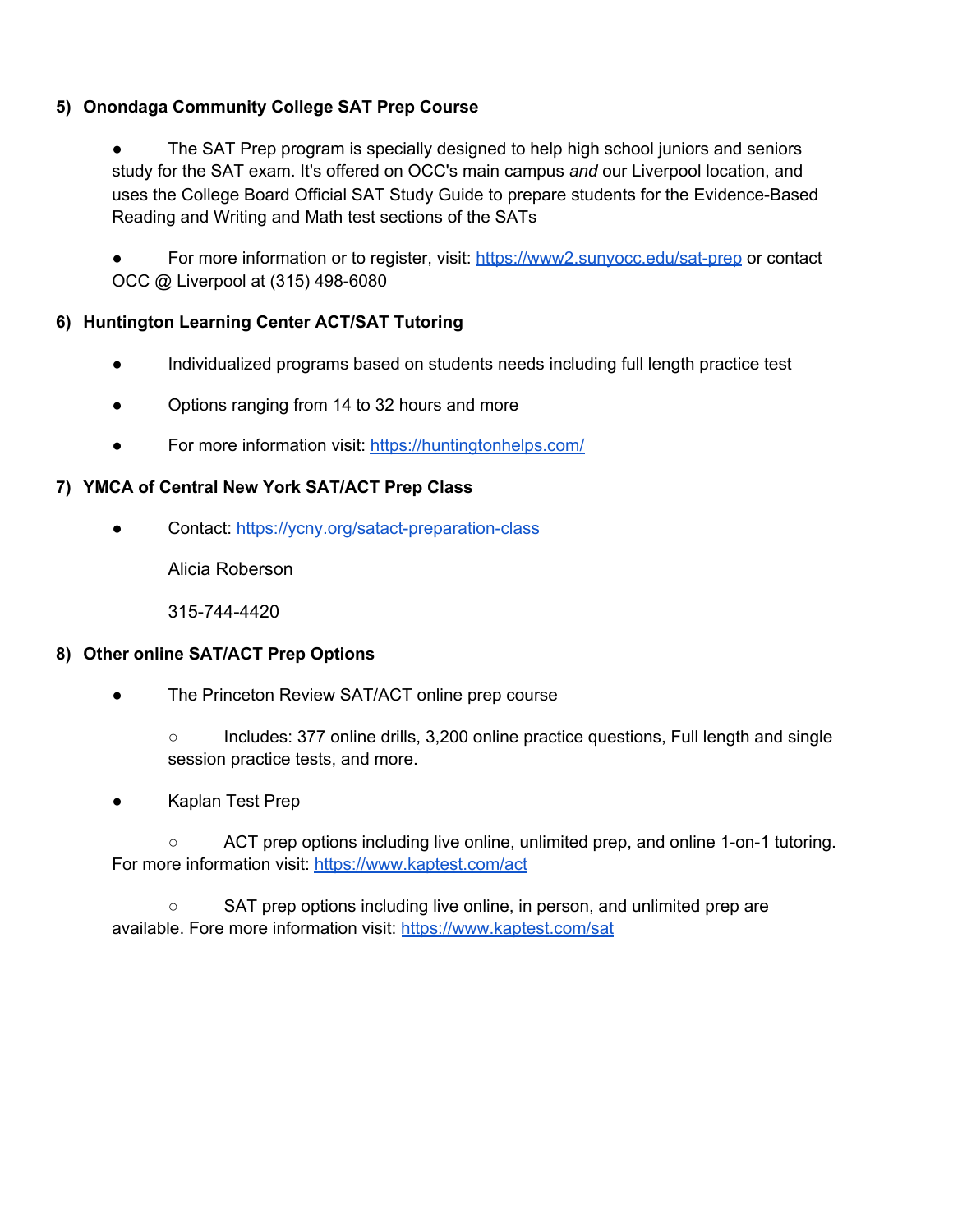5) **Onondaga Community College SAT Prep Course**

- The SAT Prep program is specially designed to help high school juniors and seniors study for the SAT exam. It's offered on OCC's main campus *and* our Liverpool location, and uses the College Board Official SAT Study Guide to prepare students for the Evidence-Based Reading and Writing and Math test sections of the SATs

- For more information or to register, visit: https://www2.sunyocc.edu/sat-prep or contact OCC @ Liverpool at (315) 498-6080

6) **Huntington Learning Center ACT/SAT Tutoring**

- Individualized programs based on students needs including full length practice test
- Options ranging from 14 to 32 hours and more
- For more information visit: https://huntingtonhelps.com/

7) **YMCA of Central New York SAT/ACT Prep Class**

- Contact: https://ycny.org/satact-preparation-class

  Alicia Roberson

  315-744-4420

8) **Other online SAT/ACT Prep Options**

- The Princeton Review SAT/ACT online prep course
  - Includes: 377 online drills, 3,200 online practice questions, Full length and single session practice tests, and more.
- Kaplan Test Prep
  - ACT prep options including live online, unlimited prep, and online 1-on-1 tutoring. For more information visit: https://www.kaptest.com/act
  - SAT prep options including live online, in person, and unlimited prep are available. Fore more information visit: https://www.kaptest.com/sat